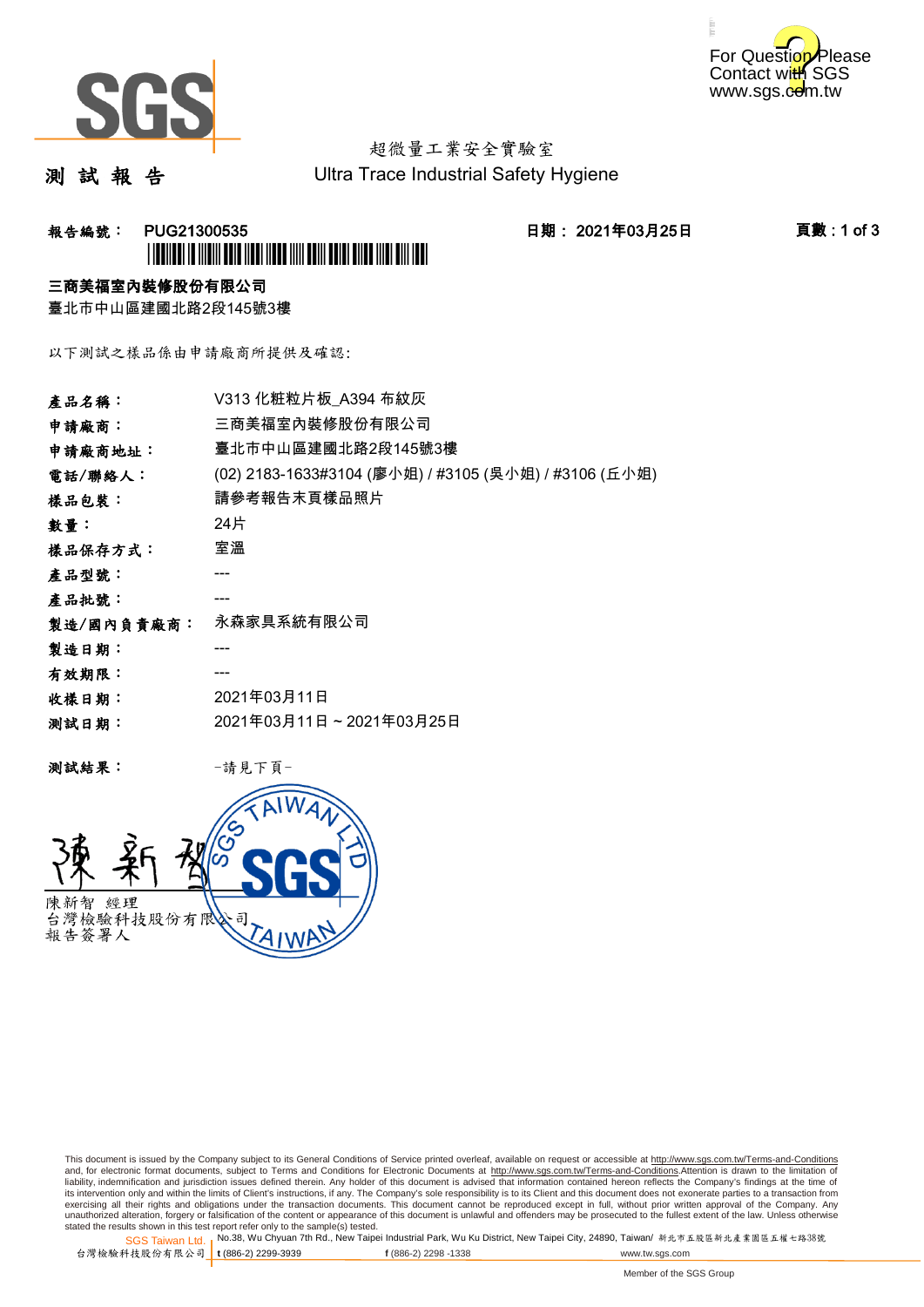超微量工業安全實驗室
Ultra Trace Industrial Safety Hygiene

# 測 試 報 告

**報告編號： PUG21300535**　　**日期： 2021年03月25日**

**三商美福室內裝修股份有限公司**
臺北市中山區建國北路2段145號3樓

以下測試之樣品係由申請廠商所提供及確認:

| | |
|---|---|
| **產品名稱：** | V313 化粧粒片板_A394 布紋灰 |
| **申請廠商：** | 三商美福室內裝修股份有限公司 |
| **申請廠商地址：** | 臺北市中山區建國北路2段145號3樓 |
| **電話/聯絡人：** | (02) 2183-1633#3104 (廖小姐) / #3105 (吳小姐) / #3106 (丘小姐) |
| **樣品包裝：** | 請參考報告末頁樣品照片 |
| **數量：** | 24片 |
| **樣品保存方式：** | 室溫 |
| **產品型號：** | --- |
| **產品批號：** | --- |
| **製造/國內負責廠商：** | 永森家具系統有限公司 |
| **製造日期：** | --- |
| **有效期限：** | --- |
| **收樣日期：** | 2021年03月11日 |
| **測試日期：** | 2021年03月11日 ~ 2021年03月25日 |

**測試結果：** -請見下頁-

陳新智 經理
台灣檢驗科技股份有限公司
報告簽署人

This document is issued by the Company subject to its General Conditions of Service printed overleaf, available on request or accessible at http://www.sgs.com.tw/Terms-and-Conditions and, for electronic format documents, subject to Terms and Conditions for Electronic Documents at http://www.sgs.com.tw/Terms-and-Conditions.Attention is drawn to the limitation of liability, indemnification and jurisdiction issues defined therein. Any holder of this document is advised that information contained hereon reflects the Company's findings at the time of its intervention only and within the limits of Client's instructions, if any. The Company's sole responsibility is to its Client and this document does not exonerate parties to a transaction from exercising all their rights and obligations under the transaction documents. This document cannot be reproduced except in full, without prior written approval of the Company. Any unauthorized alteration, forgery or falsification of the content or appearance of this document is unlawful and offenders may be prosecuted to the fullest extent of the law. Unless otherwise stated the results shown in this test report refer only to the sample(s) tested.

SGS Taiwan Ltd. 台灣檢驗科技股份有限公司 | No.38, Wu Chyuan 7th Rd., New Taipei Industrial Park, Wu Ku District, New Taipei City, 24890, Taiwan/ 新北市五股區新北產業園區五權七路38號 | t (886-2) 2299-3939 | f (886-2) 2298 -1338 | www.tw.sgs.com

Member of the SGS Group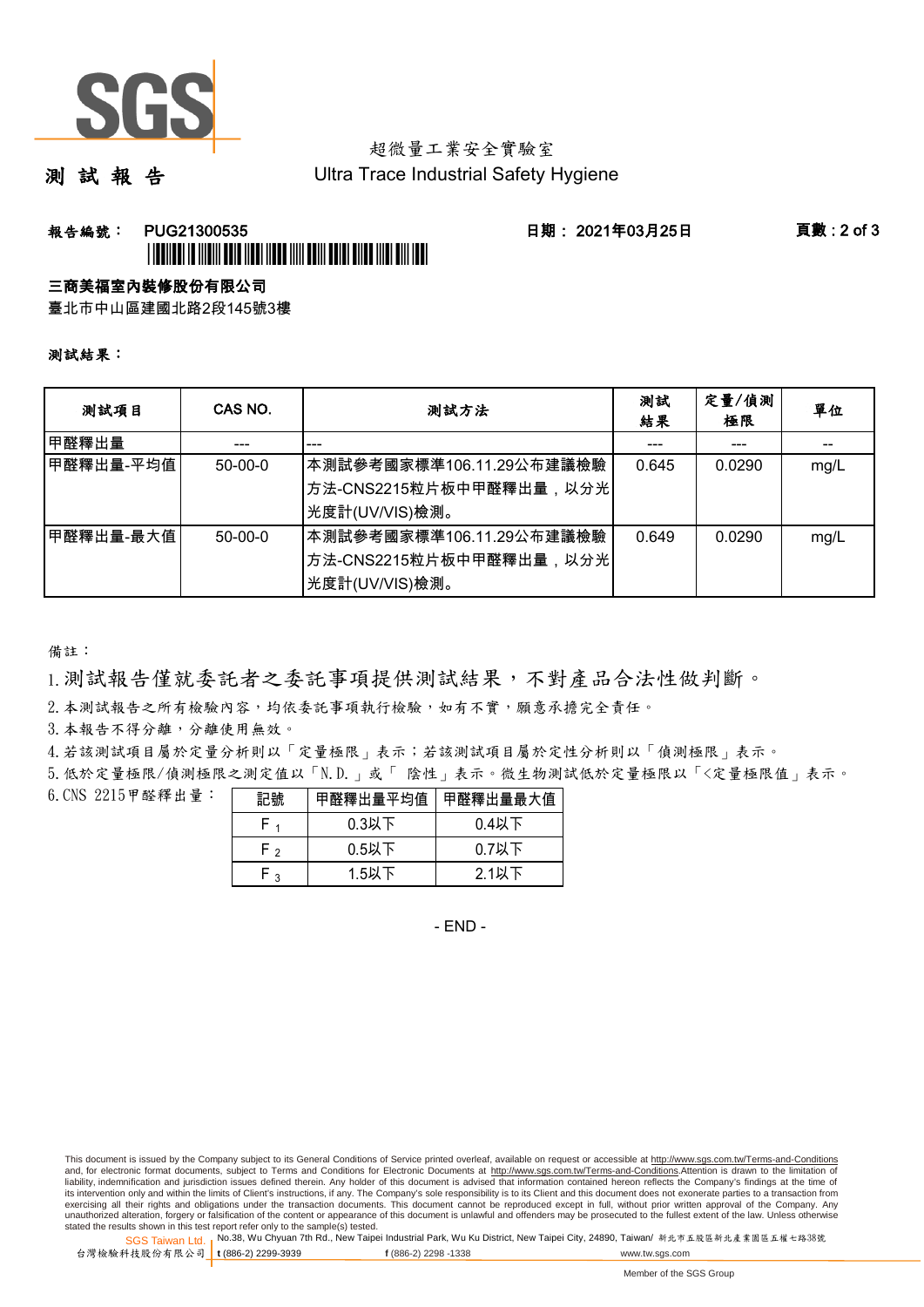超微量工業安全實驗室
Ultra Trace Industrial Safety Hygiene

# 測 試 報 告

**報告編號：** PUG21300535　　**日期：** 2021年03月25日

**三商美福室內裝修股份有限公司**
臺北市中山區建國北路2段145號3樓

**測試結果：**

| 測試項目 | CAS NO. | 測試方法 | 測試結果 | 定量/偵測極限 | 單位 |
|---|---|---|---|---|---|
| 甲醛釋出量 | --- | --- | --- | --- | -- |
| 甲醛釋出量-平均值 | 50-00-0 | 本測試參考國家標準106.11.29公布建議檢驗方法-CNS2215粒片板中甲醛釋出量，以分光光度計(UV/VIS)檢測。 | 0.645 | 0.0290 | mg/L |
| 甲醛釋出量-最大值 | 50-00-0 | 本測試參考國家標準106.11.29公布建議檢驗方法-CNS2215粒片板中甲醛釋出量，以分光光度計(UV/VIS)檢測。 | 0.649 | 0.0290 | mg/L |

備註：

1. 測試報告僅就委託者之委託事項提供測試結果，不對產品合法性做判斷。
2. 本測試報告之所有檢驗內容，均依委託事項執行檢驗，如有不實，願意承擔完全責任。
3. 本報告不得分離，分離使用無效。
4. 若該測試項目屬於定量分析則以「定量極限」表示；若該測試項目屬於定性分析則以「偵測極限」表示。
5. 低於定量極限/偵測極限之測定值以「N.D.」或「 陰性」表示。微生物測試低於定量極限以「<定量極限值」表示。
6. CNS 2215甲醛釋出量：

| 記號 | 甲醛釋出量平均值 | 甲醛釋出量最大值 |
|---|---|---|
| $F_1$ | 0.3以下 | 0.4以下 |
| $F_2$ | 0.5以下 | 0.7以下 |
| $F_3$ | 1.5以下 | 2.1以下 |

- END -

This document is issued by the Company subject to its General Conditions of Service printed overleaf, available on request or accessible at http://www.sgs.com.tw/Terms-and-Conditions and, for electronic format documents, subject to Terms and Conditions for Electronic Documents at http://www.sgs.com.tw/Terms-and-Conditions.Attention is drawn to the limitation of liability, indemnification and jurisdiction issues defined therein. Any holder of this document is advised that information contained hereon reflects the Company's findings at the time of its intervention only and within the limits of Client's instructions, if any. The Company's sole responsibility is to its Client and this document does not exonerate parties to a transaction from exercising all their rights and obligations under the transaction documents. This document cannot be reproduced except in full, without prior written approval of the Company. Any unauthorized alteration, forgery or falsification of the content or appearance of this document is unlawful and offenders may be prosecuted to the fullest extent of the law. Unless otherwise stated the results shown in this test report refer only to the sample(s) tested.

SGS Taiwan Ltd. 台灣檢驗科技股份有限公司 | No.38, Wu Chyuan 7th Rd., New Taipei Industrial Park, Wu Ku District, New Taipei City, 24890, Taiwan/ 新北市五股區新北產業園區五權七路38號 | t (886-2) 2299-3939 f (886-2) 2298 -1338 www.tw.sgs.com

Member of the SGS Group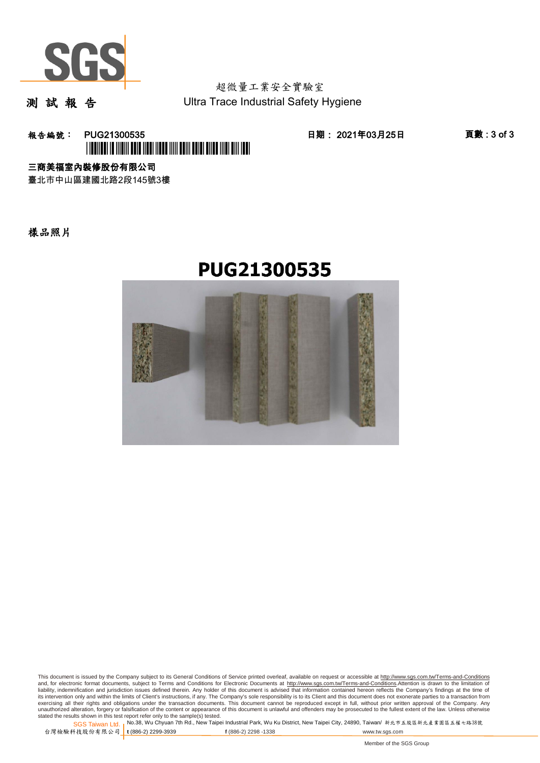超微量工業安全實驗室

# 測 試 報 告

Ultra Trace Industrial Safety Hygiene

**報告編號：** PUG21300535 **日期：** 2021年03月25日

**三商美福室內裝修股份有限公司**

臺北市中山區建國北路2段145號3樓

## 樣品照片

PUG21300535

This document is issued by the Company subject to its General Conditions of Service printed overleaf, available on request or accessible at http://www.sgs.com.tw/Terms-and-Conditions and, for electronic format documents, subject to Terms and Conditions for Electronic Documents at http://www.sgs.com.tw/Terms-and-Conditions.Attention is drawn to the limitation of liability, indemnification and jurisdiction issues defined therein. Any holder of this document is advised that information contained hereon reflects the Company's findings at the time of its intervention only and within the limits of Client's instructions, if any. The Company's sole responsibility is to its Client and this document does not exonerate parties to a transaction from exercising all their rights and obligations under the transaction documents. This document cannot be reproduced except in full, without prior written approval of the Company. Any unauthorized alteration, forgery or falsification of the content or appearance of this document is unlawful and offenders may be prosecuted to the fullest extent of the law. Unless otherwise stated the results shown in this test report refer only to the sample(s) tested.

SGS Taiwan Ltd. 台灣檢驗科技股份有限公司 | No.38, Wu Chyuan 7th Rd., New Taipei Industrial Park, Wu Ku District, New Taipei City, 24890, Taiwan/ 新北市五股區新北產業園區五權七路38號 | t (886-2) 2299-3939 f (886-2) 2298 -1338 www.tw.sgs.com

Member of the SGS Group